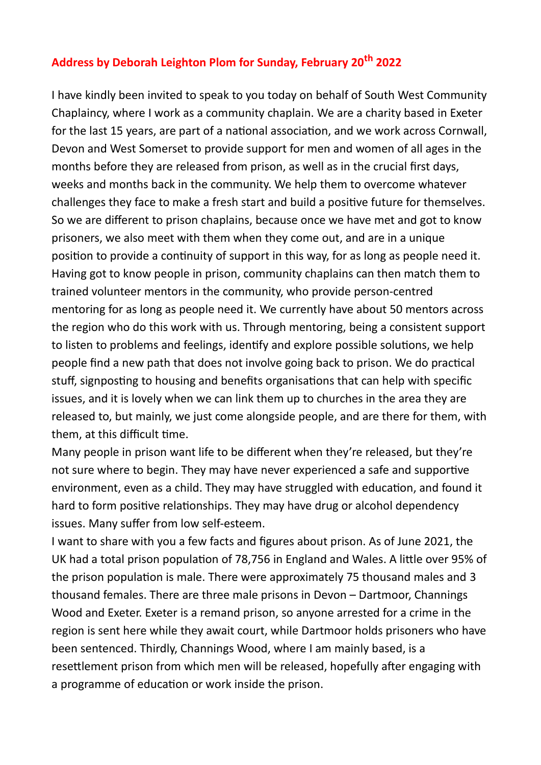# Address by Deborah Leighton Plom for Sunday, February 20th 2022

I have kindly been invited to speak to you today on behalf of South West Community Chaplaincy, where I work as a community chaplain. We are a charity based in Exeter for the last 15 years, are part of a national association, and we work across Cornwall, Devon and West Somerset to provide support for men and women of all ages in the months before they are released from prison, as well as in the crucial first days, weeks and months back in the community. We help them to overcome whatever challenges they face to make a fresh start and build a positive future for themselves. So we are different to prison chaplains, because once we have met and got to know prisoners, we also meet with them when they come out, and are in a unique position to provide a continuity of support in this way, for as long as people need it. Having got to know people in prison, community chaplains can then match them to trained volunteer mentors in the community, who provide person-centred mentoring for as long as people need it. We currently have about 50 mentors across the region who do this work with us. Through mentoring, being a consistent support to listen to problems and feelings, identify and explore possible solutions, we help people find a new path that does not involve going back to prison. We do practical stuff, signposting to housing and benefits organisations that can help with specific issues, and it is lovely when we can link them up to churches in the area they are released to, but mainly, we just come alongside people, and are there for them, with them, at this difficult time.

Many people in prison want life to be different when they're released, but they're not sure where to begin. They may have never experienced a safe and supportive environment, even as a child. They may have struggled with education, and found it hard to form positive relationships. They may have drug or alcohol dependency issues. Many suffer from low self-esteem.

I want to share with you a few facts and figures about prison. As of June 2021, the UK had a total prison population of 78,756 in England and Wales. A little over 95% of the prison population is male. There were approximately 75 thousand males and 3 thousand females. There are three male prisons in Devon – Dartmoor, Channings Wood and Exeter. Exeter is a remand prison, so anyone arrested for a crime in the region is sent here while they await court, while Dartmoor holds prisoners who have been sentenced. Thirdly, Channings Wood, where I am mainly based, is a resettlement prison from which men will be released, hopefully after engaging with a programme of education or work inside the prison.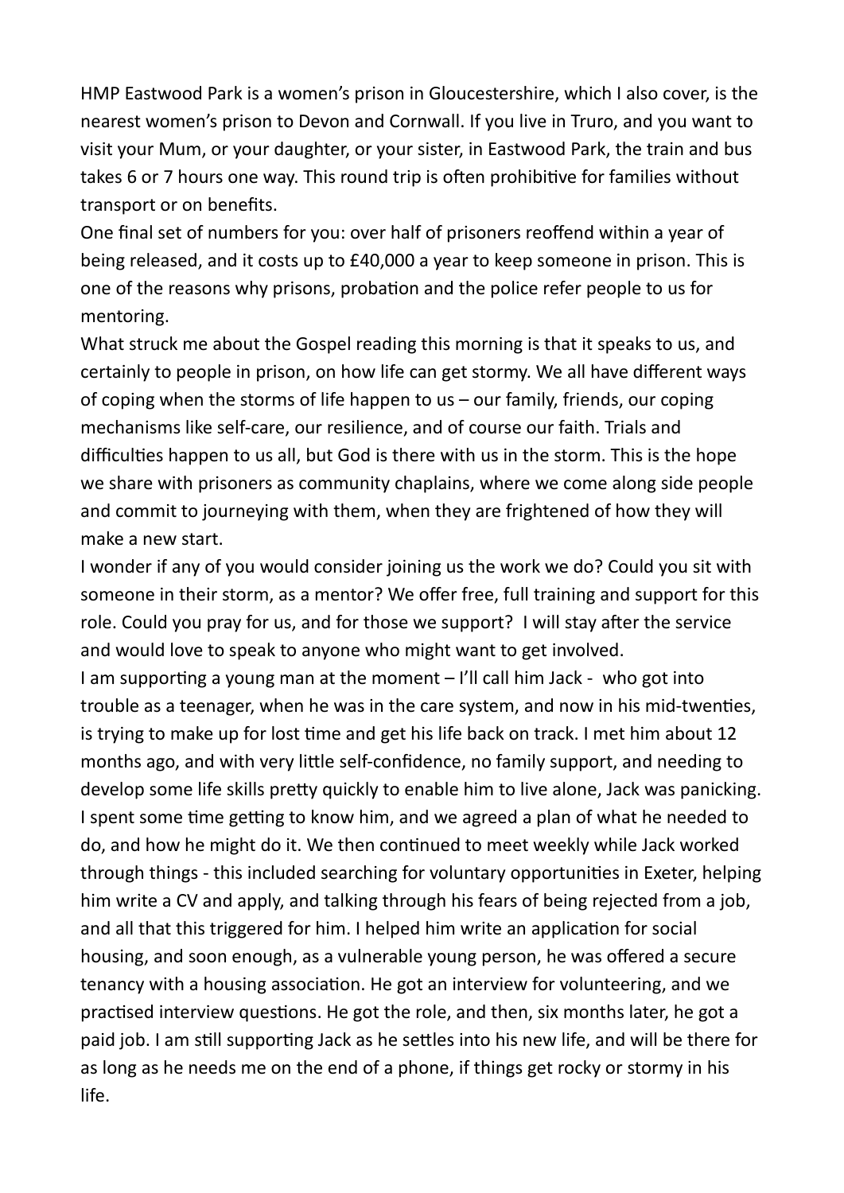HMP Eastwood Park is a women's prison in Gloucestershire, which I also cover, is the nearest women's prison to Devon and Cornwall. If you live in Truro, and you want to visit your Mum, or your daughter, or your sister, in Eastwood Park, the train and bus takes 6 or 7 hours one way. This round trip is often prohibitive for families without transport or on benefits.

One final set of numbers for you: over half of prisoners reoffend within a year of being released, and it costs up to £40,000 a year to keep someone in prison. This is one of the reasons why prisons, probation and the police refer people to us for mentoring.

What struck me about the Gospel reading this morning is that it speaks to us, and certainly to people in prison, on how life can get stormy. We all have different ways of coping when the storms of life happen to us – our family, friends, our coping mechanisms like self-care, our resilience, and of course our faith. Trials and difficulties happen to us all, but God is there with us in the storm. This is the hope we share with prisoners as community chaplains, where we come along side people and commit to journeying with them, when they are frightened of how they will make a new start.

I wonder if any of you would consider joining us the work we do? Could you sit with someone in their storm, as a mentor? We offer free, full training and support for this role. Could you pray for us, and for those we support? I will stay after the service and would love to speak to anyone who might want to get involved.

I am supporting a young man at the moment – I'll call him Jack - who got into trouble as a teenager, when he was in the care system, and now in his mid-twenties, is trying to make up for lost time and get his life back on track. I met him about 12 months ago, and with very little self-confidence, no family support, and needing to develop some life skills pretty quickly to enable him to live alone, Jack was panicking. I spent some time getting to know him, and we agreed a plan of what he needed to do, and how he might do it. We then continued to meet weekly while Jack worked through things - this included searching for voluntary opportunities in Exeter, helping him write a CV and apply, and talking through his fears of being rejected from a job, and all that this triggered for him. I helped him write an application for social housing, and soon enough, as a vulnerable young person, he was offered a secure tenancy with a housing association. He got an interview for volunteering, and we practised interview questions. He got the role, and then, six months later, he got a paid job. I am still supporting Jack as he settles into his new life, and will be there for as long as he needs me on the end of a phone, if things get rocky or stormy in his life.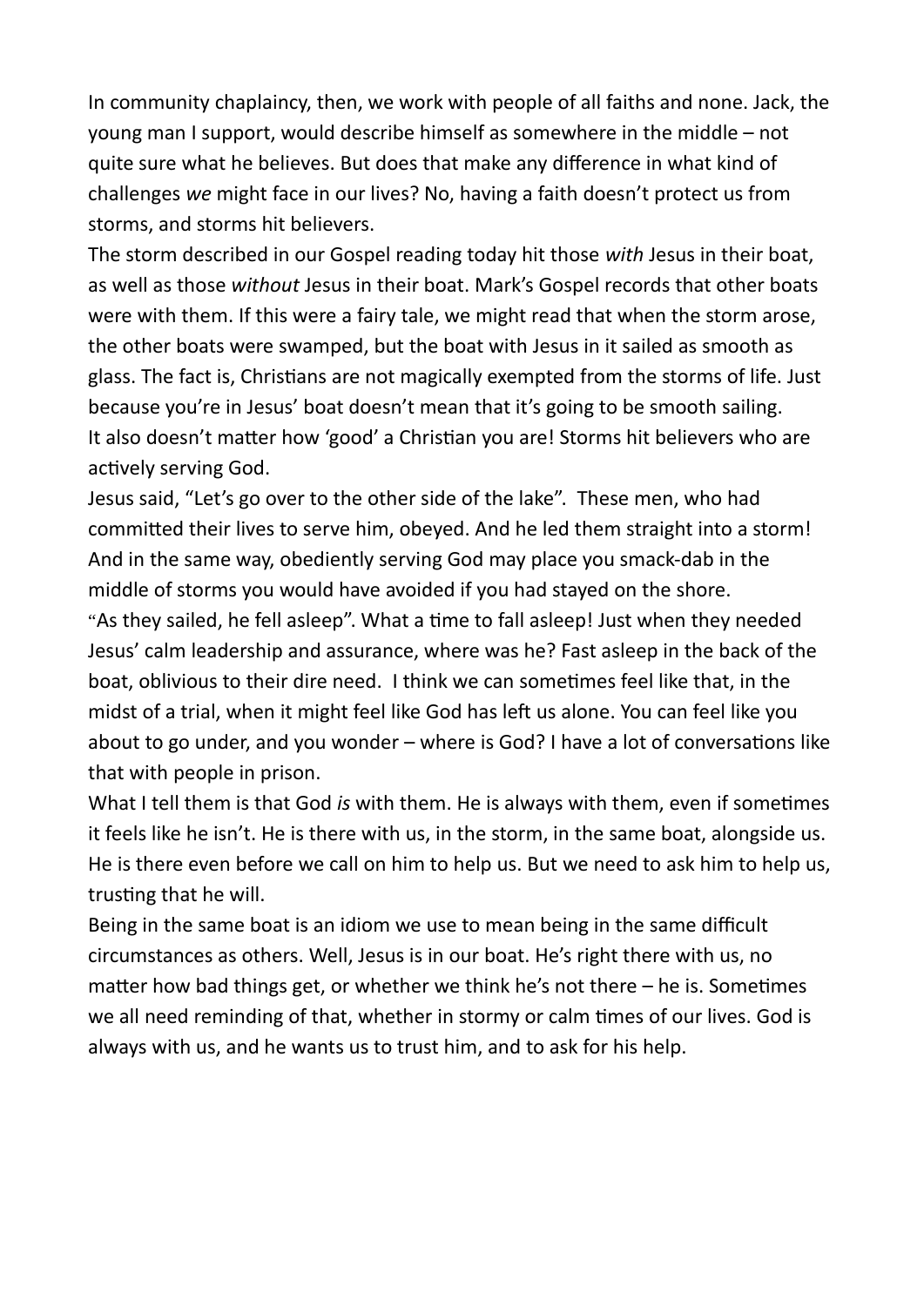In community chaplaincy, then, we work with people of all faiths and none. Jack, the young man I support, would describe himself as somewhere in the middle – not quite sure what he believes. But does that make any difference in what kind of challenges *we* might face in our lives? No, having a faith doesn't protect us from storms, and storms hit believers.

The storm described in our Gospel reading today hit those *with* Jesus in their boat, as well as those *without* Jesus in their boat. Mark's Gospel records that other boats were with them. If this were a fairy tale, we might read that when the storm arose, the other boats were swamped, but the boat with Jesus in it sailed as smooth as glass. The fact is, Christians are not magically exempted from the storms of life. Just because you're in Jesus' boat doesn't mean that it's going to be smooth sailing.

It also doesn't matter how 'good' a Christian you are! Storms hit believers who are actively serving God.

Jesus said, "Let's go over to the other side of the lake". These men, who had committed their lives to serve him, obeyed. And he led them straight into a storm! And in the same way, obediently serving God may place you smack-dab in the middle of storms you would have avoided if you had stayed on the shore.

"As they sailed, he fell asleep". What a time to fall asleep! Just when they needed Jesus' calm leadership and assurance, where was he? Fast asleep in the back of the boat, oblivious to their dire need. I think we can sometimes feel like that, in the midst of a trial, when it might feel like God has left us alone. You can feel like you about to go under, and you wonder – where is God? I have a lot of conversations like that with people in prison.

What I tell them is that God *is* with them. He is always with them, even if sometimes it feels like he isn't. He is there with us, in the storm, in the same boat, alongside us. He is there even before we call on him to help us. But we need to ask him to help us, trusting that he will.

Being in the same boat is an idiom we use to mean being in the same difficult circumstances as others. Well, Jesus is in our boat. He's right there with us, no matter how bad things get, or whether we think he's not there – he is. Sometimes we all need reminding of that, whether in stormy or calm times of our lives. God is always with us, and he wants us to trust him, and to ask for his help.